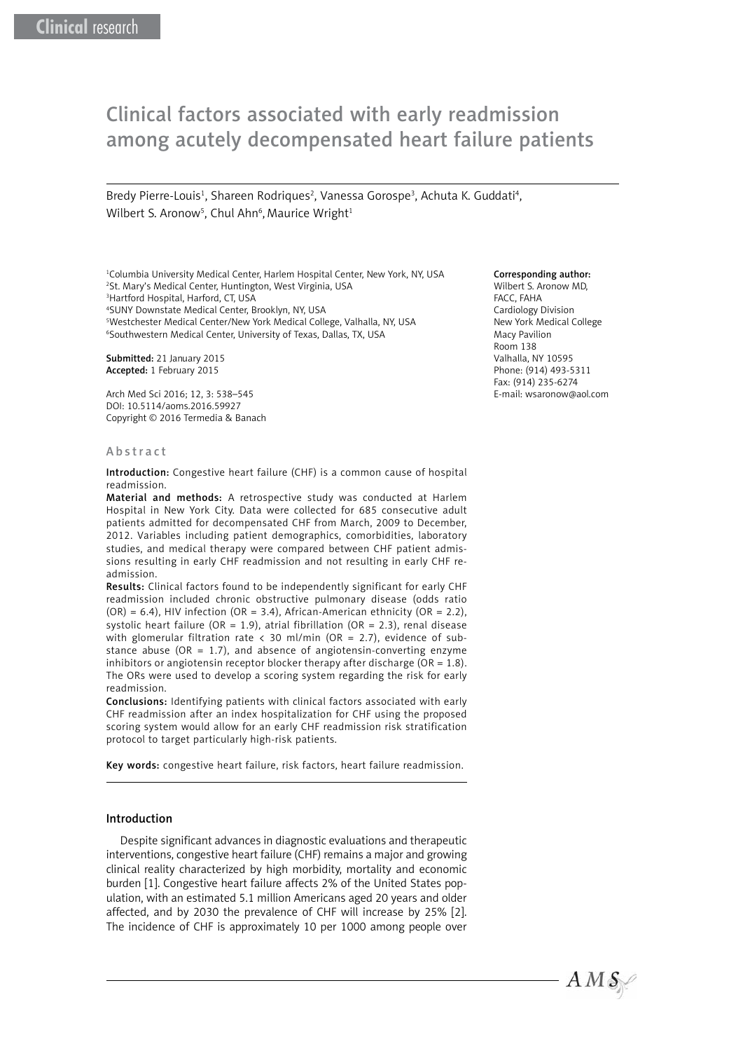Clinical research

# Clinical factors associated with early readmission among acutely decompensated heart failure patients

Bredy Pierre-Louis[1], Shareen Rodriques[2], Vanessa Gorospe[3], Achuta K. Guddati[4], Wilbert S. Aronow[5], Chul Ahn[6], Maurice Wright[1]

[1]Columbia University Medical Center, Harlem Hospital Center, New York, NY, USA
[2]St. Mary's Medical Center, Huntington, West Virginia, USA
[3]Hartford Hospital, Harford, CT, USA
[4]SUNY Downstate Medical Center, Brooklyn, NY, USA
[5]Westchester Medical Center/New York Medical College, Valhalla, NY, USA
[6]Southwestern Medical Center, University of Texas, Dallas, TX, USA

**Submitted:** 21 January 2015
**Accepted:** 1 February 2015

Arch Med Sci 2016; 12, 3: 538–545
DOI: 10.5114/aoms.2016.59927
Copyright © 2016 Termedia & Banach

**Corresponding author:**
Wilbert S. Aronow MD, FACC, FAHA
Cardiology Division
New York Medical College
Macy Pavilion
Room 138
Valhalla, NY 10595
Phone: (914) 493-5311
Fax: (914) 235-6274
E-mail: wsaronow@aol.com

## Abstract

**Introduction:** Congestive heart failure (CHF) is a common cause of hospital readmission.

**Material and methods:** A retrospective study was conducted at Harlem Hospital in New York City. Data were collected for 685 consecutive adult patients admitted for decompensated CHF from March, 2009 to December, 2012. Variables including patient demographics, comorbidities, laboratory studies, and medical therapy were compared between CHF patient admissions resulting in early CHF readmission and not resulting in early CHF readmission.

**Results:** Clinical factors found to be independently significant for early CHF readmission included chronic obstructive pulmonary disease (odds ratio (OR) = 6.4), HIV infection (OR = 3.4), African-American ethnicity (OR = 2.2), systolic heart failure (OR = 1.9), atrial fibrillation (OR = 2.3), renal disease with glomerular filtration rate < 30 ml/min (OR = 2.7), evidence of substance abuse (OR = 1.7), and absence of angiotensin-converting enzyme inhibitors or angiotensin receptor blocker therapy after discharge (OR = 1.8). The ORs were used to develop a scoring system regarding the risk for early readmission.

**Conclusions:** Identifying patients with clinical factors associated with early CHF readmission after an index hospitalization for CHF using the proposed scoring system would allow for an early CHF readmission risk stratification protocol to target particularly high-risk patients.

**Key words:** congestive heart failure, risk factors, heart failure readmission.

## Introduction

Despite significant advances in diagnostic evaluations and therapeutic interventions, congestive heart failure (CHF) remains a major and growing clinical reality characterized by high morbidity, mortality and economic burden [1]. Congestive heart failure affects 2% of the United States population, with an estimated 5.1 million Americans aged 20 years and older affected, and by 2030 the prevalence of CHF will increase by 25% [2]. The incidence of CHF is approximately 10 per 1000 among people over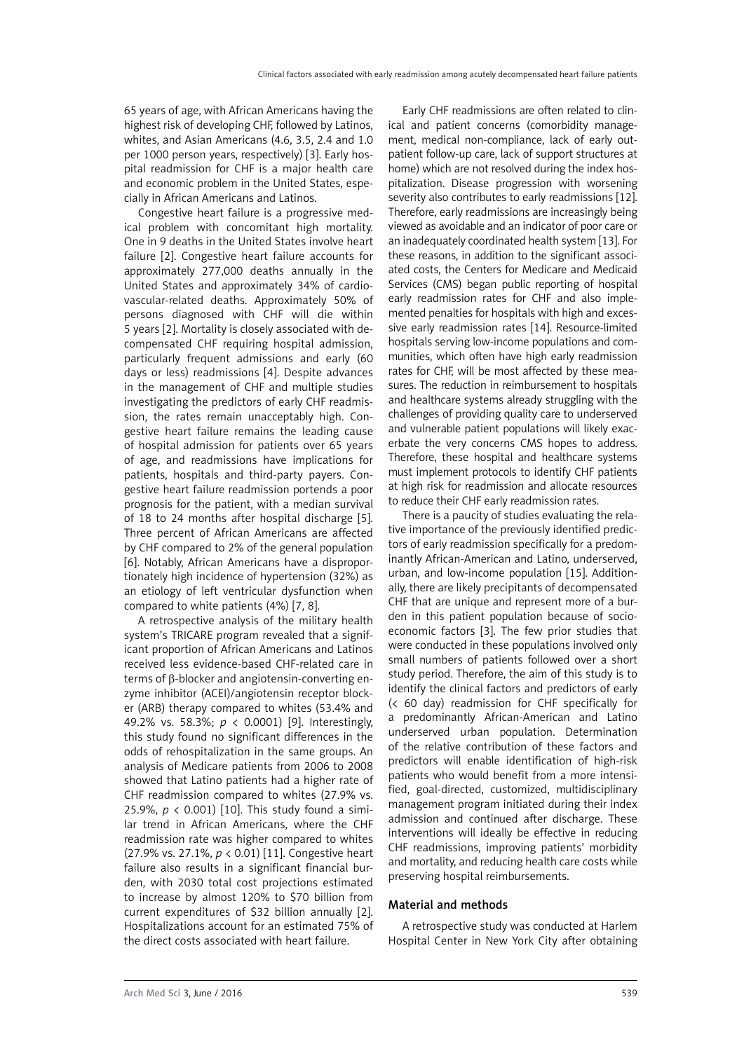65 years of age, with African Americans having the highest risk of developing CHF, followed by Latinos, whites, and Asian Americans (4.6, 3.5, 2.4 and 1.0 per 1000 person years, respectively) [3]. Early hospital readmission for CHF is a major health care and economic problem in the United States, especially in African Americans and Latinos.

Congestive heart failure is a progressive medical problem with concomitant high mortality. One in 9 deaths in the United States involve heart failure [2]. Congestive heart failure accounts for approximately 277,000 deaths annually in the United States and approximately 34% of cardiovascular-related deaths. Approximately 50% of persons diagnosed with CHF will die within 5 years [2]. Mortality is closely associated with decompensated CHF requiring hospital admission, particularly frequent admissions and early (60 days or less) readmissions [4]. Despite advances in the management of CHF and multiple studies investigating the predictors of early CHF readmission, the rates remain unacceptably high. Congestive heart failure remains the leading cause of hospital admission for patients over 65 years of age, and readmissions have implications for patients, hospitals and third-party payers. Congestive heart failure readmission portends a poor prognosis for the patient, with a median survival of 18 to 24 months after hospital discharge [5]. Three percent of African Americans are affected by CHF compared to 2% of the general population [6]. Notably, African Americans have a disproportionately high incidence of hypertension (32%) as an etiology of left ventricular dysfunction when compared to white patients (4%) [7, 8].

A retrospective analysis of the military health system's TRICARE program revealed that a significant proportion of African Americans and Latinos received less evidence-based CHF-related care in terms of β-blocker and angiotensin-converting enzyme inhibitor (ACEI)/angiotensin receptor blocker (ARB) therapy compared to whites (53.4% and 49.2% vs. 58.3%; $p < 0.0001$) [9]. Interestingly, this study found no significant differences in the odds of rehospitalization in the same groups. An analysis of Medicare patients from 2006 to 2008 showed that Latino patients had a higher rate of CHF readmission compared to whites (27.9% vs. 25.9%, $p < 0.001$) [10]. This study found a similar trend in African Americans, where the CHF readmission rate was higher compared to whites (27.9% vs. 27.1%, $p < 0.01$) [11]. Congestive heart failure also results in a significant financial burden, with 2030 total cost projections estimated to increase by almost 120% to $70 billion from current expenditures of $32 billion annually [2]. Hospitalizations account for an estimated 75% of the direct costs associated with heart failure.

Early CHF readmissions are often related to clinical and patient concerns (comorbidity management, medical non-compliance, lack of early outpatient follow-up care, lack of support structures at home) which are not resolved during the index hospitalization. Disease progression with worsening severity also contributes to early readmissions [12]. Therefore, early readmissions are increasingly being viewed as avoidable and an indicator of poor care or an inadequately coordinated health system [13]. For these reasons, in addition to the significant associated costs, the Centers for Medicare and Medicaid Services (CMS) began public reporting of hospital early readmission rates for CHF and also implemented penalties for hospitals with high and excessive early readmission rates [14]. Resource-limited hospitals serving low-income populations and communities, which often have high early readmission rates for CHF, will be most affected by these measures. The reduction in reimbursement to hospitals and healthcare systems already struggling with the challenges of providing quality care to underserved and vulnerable patient populations will likely exacerbate the very concerns CMS hopes to address. Therefore, these hospital and healthcare systems must implement protocols to identify CHF patients at high risk for readmission and allocate resources to reduce their CHF early readmission rates.

There is a paucity of studies evaluating the relative importance of the previously identified predictors of early readmission specifically for a predominantly African-American and Latino, underserved, urban, and low-income population [15]. Additionally, there are likely precipitants of decompensated CHF that are unique and represent more of a burden in this patient population because of socioeconomic factors [3]. The few prior studies that were conducted in these populations involved only small numbers of patients followed over a short study period. Therefore, the aim of this study is to identify the clinical factors and predictors of early (< 60 day) readmission for CHF specifically for a predominantly African-American and Latino underserved urban population. Determination of the relative contribution of these factors and predictors will enable identification of high-risk patients who would benefit from a more intensified, goal-directed, customized, multidisciplinary management program initiated during their index admission and continued after discharge. These interventions will ideally be effective in reducing CHF readmissions, improving patients' morbidity and mortality, and reducing health care costs while preserving hospital reimbursements.

## Material and methods

A retrospective study was conducted at Harlem Hospital Center in New York City after obtaining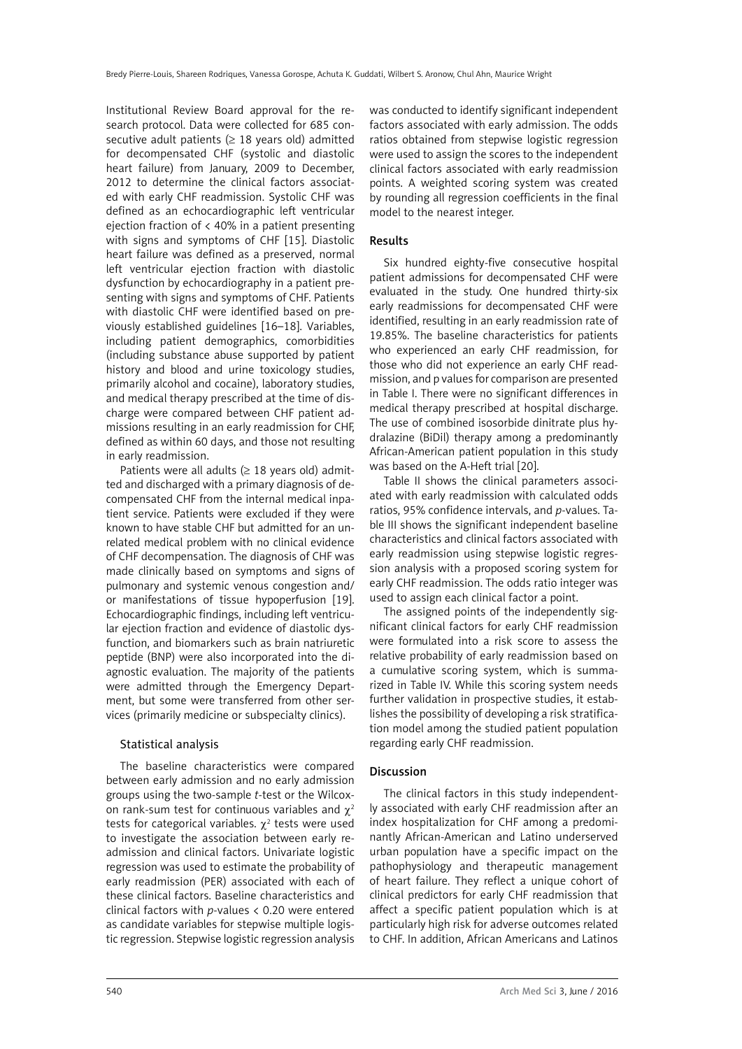Institutional Review Board approval for the research protocol. Data were collected for 685 consecutive adult patients (≥ 18 years old) admitted for decompensated CHF (systolic and diastolic heart failure) from January, 2009 to December, 2012 to determine the clinical factors associated with early CHF readmission. Systolic CHF was defined as an echocardiographic left ventricular ejection fraction of < 40% in a patient presenting with signs and symptoms of CHF [15]. Diastolic heart failure was defined as a preserved, normal left ventricular ejection fraction with diastolic dysfunction by echocardiography in a patient presenting with signs and symptoms of CHF. Patients with diastolic CHF were identified based on previously established guidelines [16–18]. Variables, including patient demographics, comorbidities (including substance abuse supported by patient history and blood and urine toxicology studies, primarily alcohol and cocaine), laboratory studies, and medical therapy prescribed at the time of discharge were compared between CHF patient admissions resulting in an early readmission for CHF, defined as within 60 days, and those not resulting in early readmission.

Patients were all adults (≥ 18 years old) admitted and discharged with a primary diagnosis of decompensated CHF from the internal medical inpatient service. Patients were excluded if they were known to have stable CHF but admitted for an unrelated medical problem with no clinical evidence of CHF decompensation. The diagnosis of CHF was made clinically based on symptoms and signs of pulmonary and systemic venous congestion and/or manifestations of tissue hypoperfusion [19]. Echocardiographic findings, including left ventricular ejection fraction and evidence of diastolic dysfunction, and biomarkers such as brain natriuretic peptide (BNP) were also incorporated into the diagnostic evaluation. The majority of the patients were admitted through the Emergency Department, but some were transferred from other services (primarily medicine or subspecialty clinics).

### Statistical analysis

The baseline characteristics were compared between early admission and no early admission groups using the two-sample *t*-test or the Wilcoxon rank-sum test for continuous variables and $\chi^2$ tests for categorical variables. $\chi^2$ tests were used to investigate the association between early readmission and clinical factors. Univariate logistic regression was used to estimate the probability of early readmission (PER) associated with each of these clinical factors. Baseline characteristics and clinical factors with $p$-values < 0.20 were entered as candidate variables for stepwise multiple logistic regression. Stepwise logistic regression analysis was conducted to identify significant independent factors associated with early admission. The odds ratios obtained from stepwise logistic regression were used to assign the scores to the independent clinical factors associated with early readmission points. A weighted scoring system was created by rounding all regression coefficients in the final model to the nearest integer.

## Results

Six hundred eighty-five consecutive hospital patient admissions for decompensated CHF were evaluated in the study. One hundred thirty-six early readmissions for decompensated CHF were identified, resulting in an early readmission rate of 19.85%. The baseline characteristics for patients who experienced an early CHF readmission, for those who did not experience an early CHF readmission, and p values for comparison are presented in Table I. There were no significant differences in medical therapy prescribed at hospital discharge. The use of combined isosorbide dinitrate plus hydralazine (BiDil) therapy among a predominantly African-American patient population in this study was based on the A-Heft trial [20].

Table II shows the clinical parameters associated with early readmission with calculated odds ratios, 95% confidence intervals, and *p*-values. Table III shows the significant independent baseline characteristics and clinical factors associated with early readmission using stepwise logistic regression analysis with a proposed scoring system for early CHF readmission. The odds ratio integer was used to assign each clinical factor a point.

The assigned points of the independently significant clinical factors for early CHF readmission were formulated into a risk score to assess the relative probability of early readmission based on a cumulative scoring system, which is summarized in Table IV. While this scoring system needs further validation in prospective studies, it establishes the possibility of developing a risk stratification model among the studied patient population regarding early CHF readmission.

## Discussion

The clinical factors in this study independently associated with early CHF readmission after an index hospitalization for CHF among a predominantly African-American and Latino underserved urban population have a specific impact on the pathophysiology and therapeutic management of heart failure. They reflect a unique cohort of clinical predictors for early CHF readmission that affect a specific patient population which is at particularly high risk for adverse outcomes related to CHF. In addition, African Americans and Latinos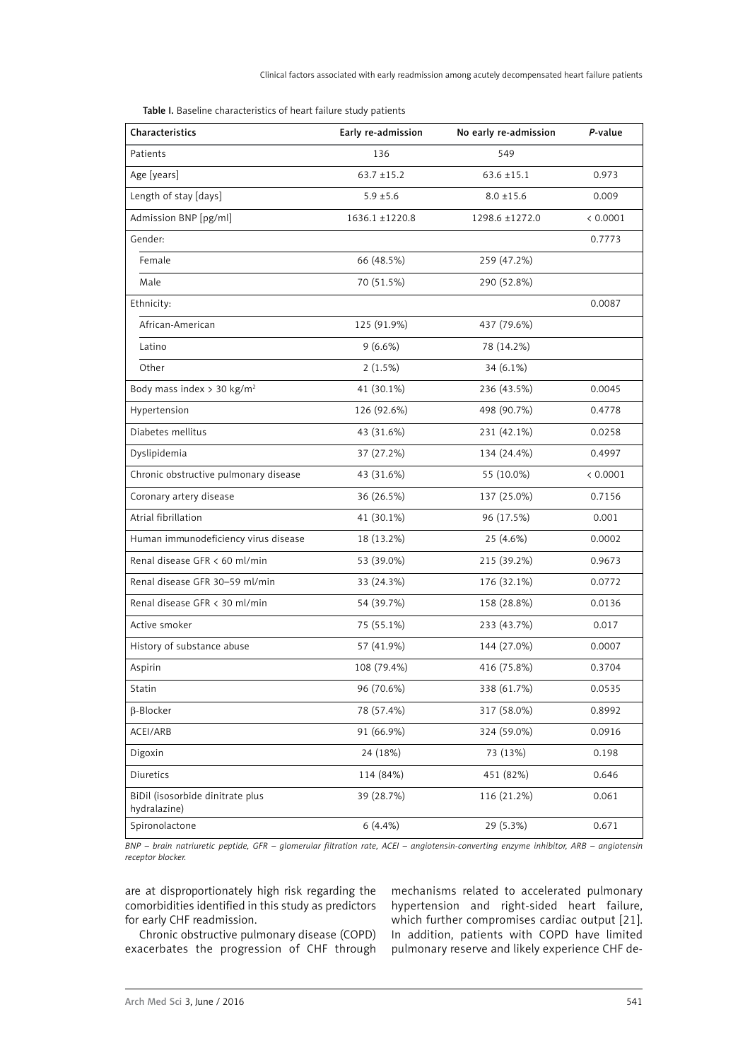Table I. Baseline characteristics of heart failure study patients

| Characteristics | Early re-admission | No early re-admission | *P*-value |
|---|---|---|---|
| Patients | 136 | 549 | |
| Age [years] | 63.7 ±15.2 | 63.6 ±15.1 | 0.973 |
| Length of stay [days] | 5.9 ±5.6 | 8.0 ±15.6 | 0.009 |
| Admission BNP [pg/ml] | 1636.1 ±1220.8 | 1298.6 ±1272.0 | < 0.0001 |
| Gender: | | | 0.7773 |
| Female | 66 (48.5%) | 259 (47.2%) | |
| Male | 70 (51.5%) | 290 (52.8%) | |
| Ethnicity: | | | 0.0087 |
| African-American | 125 (91.9%) | 437 (79.6%) | |
| Latino | 9 (6.6%) | 78 (14.2%) | |
| Other | 2 (1.5%) | 34 (6.1%) | |
| Body mass index > 30 kg/m$^2$ | 41 (30.1%) | 236 (43.5%) | 0.0045 |
| Hypertension | 126 (92.6%) | 498 (90.7%) | 0.4778 |
| Diabetes mellitus | 43 (31.6%) | 231 (42.1%) | 0.0258 |
| Dyslipidemia | 37 (27.2%) | 134 (24.4%) | 0.4997 |
| Chronic obstructive pulmonary disease | 43 (31.6%) | 55 (10.0%) | < 0.0001 |
| Coronary artery disease | 36 (26.5%) | 137 (25.0%) | 0.7156 |
| Atrial fibrillation | 41 (30.1%) | 96 (17.5%) | 0.001 |
| Human immunodeficiency virus disease | 18 (13.2%) | 25 (4.6%) | 0.0002 |
| Renal disease GFR < 60 ml/min | 53 (39.0%) | 215 (39.2%) | 0.9673 |
| Renal disease GFR 30–59 ml/min | 33 (24.3%) | 176 (32.1%) | 0.0772 |
| Renal disease GFR < 30 ml/min | 54 (39.7%) | 158 (28.8%) | 0.0136 |
| Active smoker | 75 (55.1%) | 233 (43.7%) | 0.017 |
| History of substance abuse | 57 (41.9%) | 144 (27.0%) | 0.0007 |
| Aspirin | 108 (79.4%) | 416 (75.8%) | 0.3704 |
| Statin | 96 (70.6%) | 338 (61.7%) | 0.0535 |
| β-Blocker | 78 (57.4%) | 317 (58.0%) | 0.8992 |
| ACEI/ARB | 91 (66.9%) | 324 (59.0%) | 0.0916 |
| Digoxin | 24 (18%) | 73 (13%) | 0.198 |
| Diuretics | 114 (84%) | 451 (82%) | 0.646 |
| BiDil (isosorbide dinitrate plus hydralazine) | 39 (28.7%) | 116 (21.2%) | 0.061 |
| Spironolactone | 6 (4.4%) | 29 (5.3%) | 0.671 |

*BNP – brain natriuretic peptide, GFR – glomerular filtration rate, ACEI – angiotensin-converting enzyme inhibitor, ARB – angiotensin receptor blocker.*

are at disproportionately high risk regarding the comorbidities identified in this study as predictors for early CHF readmission.

Chronic obstructive pulmonary disease (COPD) exacerbates the progression of CHF through mechanisms related to accelerated pulmonary hypertension and right-sided heart failure, which further compromises cardiac output [21]. In addition, patients with COPD have limited pulmonary reserve and likely experience CHF de-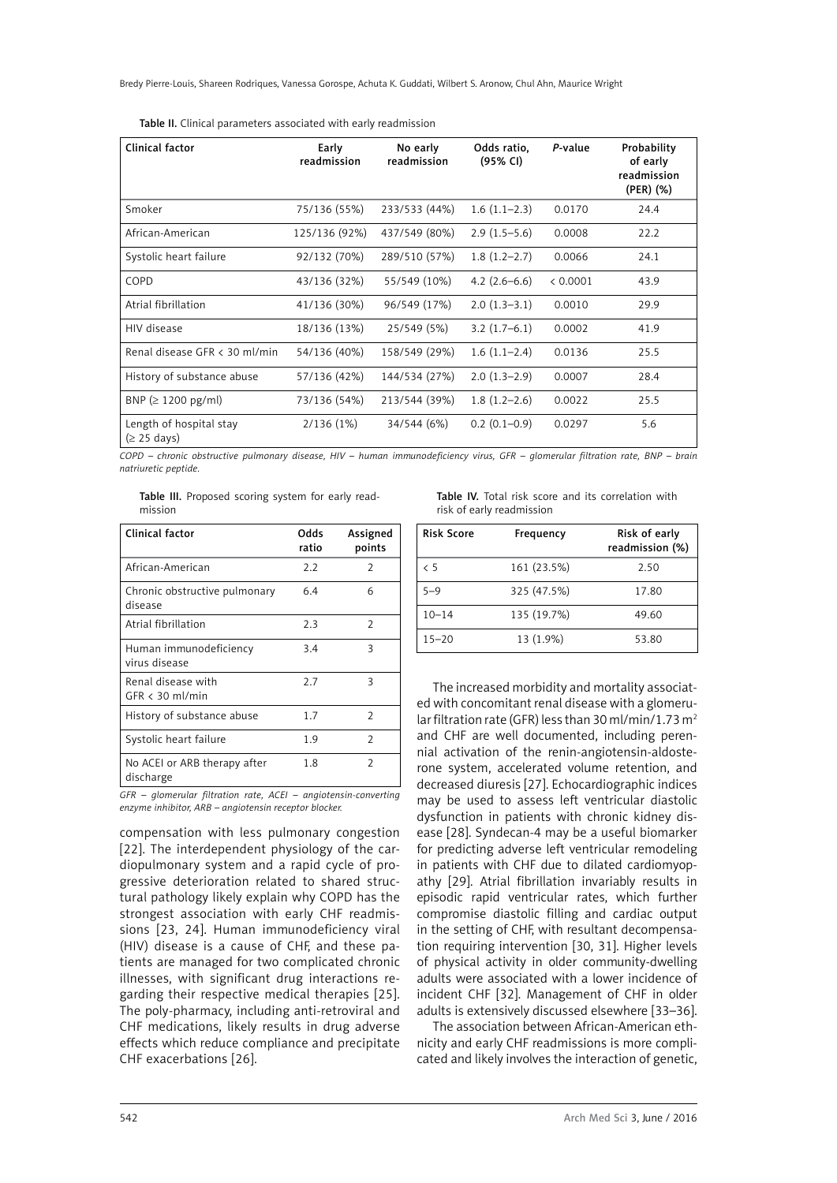Table II. Clinical parameters associated with early readmission

| Clinical factor | Early readmission | No early readmission | Odds ratio, (95% CI) | P-value | Probability of early readmission (PER) (%) |
|---|---|---|---|---|---|
| Smoker | 75/136 (55%) | 233/533 (44%) | 1.6 (1.1–2.3) | 0.0170 | 24.4 |
| African-American | 125/136 (92%) | 437/549 (80%) | 2.9 (1.5–5.6) | 0.0008 | 22.2 |
| Systolic heart failure | 92/132 (70%) | 289/510 (57%) | 1.8 (1.2–2.7) | 0.0066 | 24.1 |
| COPD | 43/136 (32%) | 55/549 (10%) | 4.2 (2.6–6.6) | < 0.0001 | 43.9 |
| Atrial fibrillation | 41/136 (30%) | 96/549 (17%) | 2.0 (1.3–3.1) | 0.0010 | 29.9 |
| HIV disease | 18/136 (13%) | 25/549 (5%) | 3.2 (1.7–6.1) | 0.0002 | 41.9 |
| Renal disease GFR < 30 ml/min | 54/136 (40%) | 158/549 (29%) | 1.6 (1.1–2.4) | 0.0136 | 25.5 |
| History of substance abuse | 57/136 (42%) | 144/534 (27%) | 2.0 (1.3–2.9) | 0.0007 | 28.4 |
| BNP (≥ 1200 pg/ml) | 73/136 (54%) | 213/544 (39%) | 1.8 (1.2–2.6) | 0.0022 | 25.5 |
| Length of hospital stay (≥ 25 days) | 2/136 (1%) | 34/544 (6%) | 0.2 (0.1–0.9) | 0.0297 | 5.6 |

*COPD – chronic obstructive pulmonary disease, HIV – human immunodeficiency virus, GFR – glomerular filtration rate, BNP – brain natriuretic peptide.*

Table III. Proposed scoring system for early readmission

| Clinical factor | Odds ratio | Assigned points |
|---|---|---|
| African-American | 2.2 | 2 |
| Chronic obstructive pulmonary disease | 6.4 | 6 |
| Atrial fibrillation | 2.3 | 2 |
| Human immunodeficiency virus disease | 3.4 | 3 |
| Renal disease with GFR < 30 ml/min | 2.7 | 3 |
| History of substance abuse | 1.7 | 2 |
| Systolic heart failure | 1.9 | 2 |
| No ACEI or ARB therapy after discharge | 1.8 | 2 |

*GFR – glomerular filtration rate, ACEI – angiotensin-converting enzyme inhibitor, ARB – angiotensin receptor blocker.*

Table IV. Total risk score and its correlation with risk of early readmission

| Risk Score | Frequency | Risk of early readmission (%) |
|---|---|---|
| < 5 | 161 (23.5%) | 2.50 |
| 5–9 | 325 (47.5%) | 17.80 |
| 10–14 | 135 (19.7%) | 49.60 |
| 15–20 | 13 (1.9%) | 53.80 |

compensation with less pulmonary congestion [22]. The interdependent physiology of the cardiopulmonary system and a rapid cycle of progressive deterioration related to shared structural pathology likely explain why COPD has the strongest association with early CHF readmissions [23, 24]. Human immunodeficiency viral (HIV) disease is a cause of CHF, and these patients are managed for two complicated chronic illnesses, with significant drug interactions regarding their respective medical therapies [25]. The poly-pharmacy, including anti-retroviral and CHF medications, likely results in drug adverse effects which reduce compliance and precipitate CHF exacerbations [26].

The increased morbidity and mortality associated with concomitant renal disease with a glomerular filtration rate (GFR) less than 30 ml/min/1.73 m$^2$ and CHF are well documented, including perennial activation of the renin-angiotensin-aldosterone system, accelerated volume retention, and decreased diuresis [27]. Echocardiographic indices may be used to assess left ventricular diastolic dysfunction in patients with chronic kidney disease [28]. Syndecan-4 may be a useful biomarker for predicting adverse left ventricular remodeling in patients with CHF due to dilated cardiomyopathy [29]. Atrial fibrillation invariably results in episodic rapid ventricular rates, which further compromise diastolic filling and cardiac output in the setting of CHF, with resultant decompensation requiring intervention [30, 31]. Higher levels of physical activity in older community-dwelling adults were associated with a lower incidence of incident CHF [32]. Management of CHF in older adults is extensively discussed elsewhere [33–36].

The association between African-American ethnicity and early CHF readmissions is more complicated and likely involves the interaction of genetic,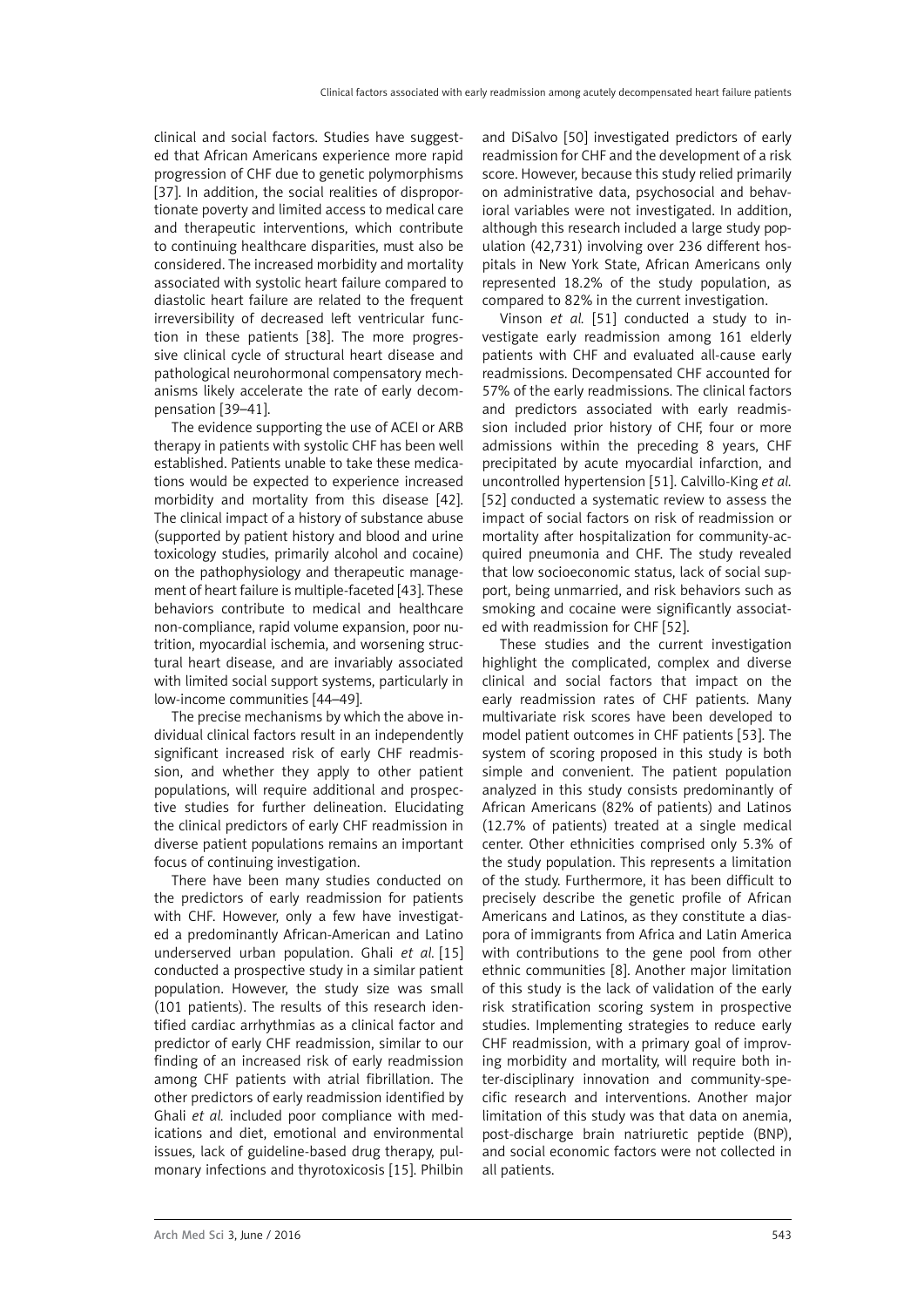clinical and social factors. Studies have suggested that African Americans experience more rapid progression of CHF due to genetic polymorphisms [37]. In addition, the social realities of disproportionate poverty and limited access to medical care and therapeutic interventions, which contribute to continuing healthcare disparities, must also be considered. The increased morbidity and mortality associated with systolic heart failure compared to diastolic heart failure are related to the frequent irreversibility of decreased left ventricular function in these patients [38]. The more progressive clinical cycle of structural heart disease and pathological neurohormonal compensatory mechanisms likely accelerate the rate of early decompensation [39–41].

The evidence supporting the use of ACEI or ARB therapy in patients with systolic CHF has been well established. Patients unable to take these medications would be expected to experience increased morbidity and mortality from this disease [42]. The clinical impact of a history of substance abuse (supported by patient history and blood and urine toxicology studies, primarily alcohol and cocaine) on the pathophysiology and therapeutic management of heart failure is multiple-faceted [43]. These behaviors contribute to medical and healthcare non-compliance, rapid volume expansion, poor nutrition, myocardial ischemia, and worsening structural heart disease, and are invariably associated with limited social support systems, particularly in low-income communities [44–49].

The precise mechanisms by which the above individual clinical factors result in an independently significant increased risk of early CHF readmission, and whether they apply to other patient populations, will require additional and prospective studies for further delineation. Elucidating the clinical predictors of early CHF readmission in diverse patient populations remains an important focus of continuing investigation.

There have been many studies conducted on the predictors of early readmission for patients with CHF. However, only a few have investigated a predominantly African-American and Latino underserved urban population. Ghali *et al.* [15] conducted a prospective study in a similar patient population. However, the study size was small (101 patients). The results of this research identified cardiac arrhythmias as a clinical factor and predictor of early CHF readmission, similar to our finding of an increased risk of early readmission among CHF patients with atrial fibrillation. The other predictors of early readmission identified by Ghali *et al.* included poor compliance with medications and diet, emotional and environmental issues, lack of guideline-based drug therapy, pulmonary infections and thyrotoxicosis [15]. Philbin and DiSalvo [50] investigated predictors of early readmission for CHF and the development of a risk score. However, because this study relied primarily on administrative data, psychosocial and behavioral variables were not investigated. In addition, although this research included a large study population (42,731) involving over 236 different hospitals in New York State, African Americans only represented 18.2% of the study population, as compared to 82% in the current investigation.

Vinson *et al.* [51] conducted a study to investigate early readmission among 161 elderly patients with CHF and evaluated all-cause early readmissions. Decompensated CHF accounted for 57% of the early readmissions. The clinical factors and predictors associated with early readmission included prior history of CHF, four or more admissions within the preceding 8 years, CHF precipitated by acute myocardial infarction, and uncontrolled hypertension [51]. Calvillo-King *et al.* [52] conducted a systematic review to assess the impact of social factors on risk of readmission or mortality after hospitalization for community-acquired pneumonia and CHF. The study revealed that low socioeconomic status, lack of social support, being unmarried, and risk behaviors such as smoking and cocaine were significantly associated with readmission for CHF [52].

These studies and the current investigation highlight the complicated, complex and diverse clinical and social factors that impact on the early readmission rates of CHF patients. Many multivariate risk scores have been developed to model patient outcomes in CHF patients [53]. The system of scoring proposed in this study is both simple and convenient. The patient population analyzed in this study consists predominantly of African Americans (82% of patients) and Latinos (12.7% of patients) treated at a single medical center. Other ethnicities comprised only 5.3% of the study population. This represents a limitation of the study. Furthermore, it has been difficult to precisely describe the genetic profile of African Americans and Latinos, as they constitute a diaspora of immigrants from Africa and Latin America with contributions to the gene pool from other ethnic communities [8]. Another major limitation of this study is the lack of validation of the early risk stratification scoring system in prospective studies. Implementing strategies to reduce early CHF readmission, with a primary goal of improving morbidity and mortality, will require both inter-disciplinary innovation and community-specific research and interventions. Another major limitation of this study was that data on anemia, post-discharge brain natriuretic peptide (BNP), and social economic factors were not collected in all patients.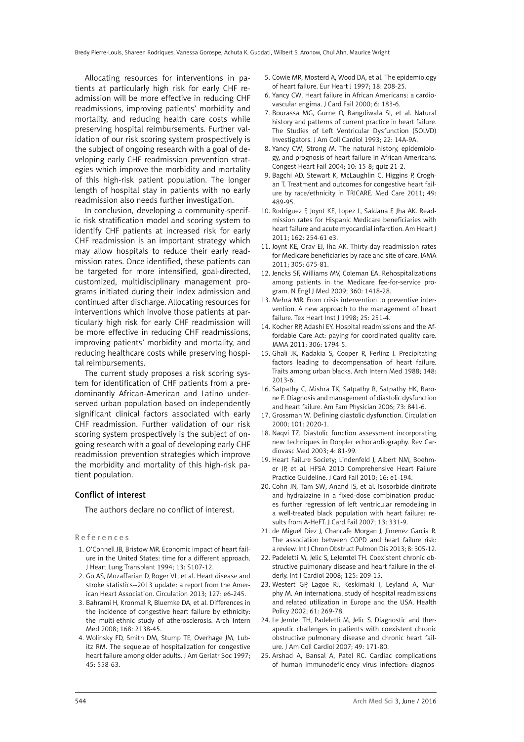Allocating resources for interventions in patients at particularly high risk for early CHF readmission will be more effective in reducing CHF readmissions, improving patients' morbidity and mortality, and reducing health care costs while preserving hospital reimbursements. Further validation of our risk scoring system prospectively is the subject of ongoing research with a goal of developing early CHF readmission prevention strategies which improve the morbidity and mortality of this high-risk patient population. The longer length of hospital stay in patients with no early readmission also needs further investigation.

In conclusion, developing a community-specific risk stratification model and scoring system to identify CHF patients at increased risk for early CHF readmission is an important strategy which may allow hospitals to reduce their early readmission rates. Once identified, these patients can be targeted for more intensified, goal-directed, customized, multidisciplinary management programs initiated during their index admission and continued after discharge. Allocating resources for interventions which involve those patients at particularly high risk for early CHF readmission will be more effective in reducing CHF readmissions, improving patients' morbidity and mortality, and reducing healthcare costs while preserving hospital reimbursements.

The current study proposes a risk scoring system for identification of CHF patients from a predominantly African-American and Latino underserved urban population based on independently significant clinical factors associated with early CHF readmission. Further validation of our risk scoring system prospectively is the subject of ongoing research with a goal of developing early CHF readmission prevention strategies which improve the morbidity and mortality of this high-risk patient population.

## Conflict of interest

The authors declare no conflict of interest.

## References

1. O'Connell JB, Bristow MR. Economic impact of heart failure in the United States: time for a different approach. J Heart Lung Transplant 1994; 13: S107-12.
2. Go AS, Mozaffarian D, Roger VL, et al. Heart disease and stroke statistics--2013 update: a report from the American Heart Association. Circulation 2013; 127: e6-245.
3. Bahrami H, Kronmal R, Bluemke DA, et al. Differences in the incidence of congestive heart failure by ethnicity: the multi-ethnic study of atherosclerosis. Arch Intern Med 2008; 168: 2138-45.
4. Wolinsky FD, Smith DM, Stump TE, Overhage JM, Lubitz RM. The sequelae of hospitalization for congestive heart failure among older adults. J Am Geriatr Soc 1997; 45: 558-63.
5. Cowie MR, Mosterd A, Wood DA, et al. The epidemiology of heart failure. Eur Heart J 1997; 18: 208-25.
6. Yancy CW. Heart failure in African Americans: a cardiovascular engima. J Card Fail 2000; 6: 183-6.
7. Bourassa MG, Gurne O, Bangdiwala SI, et al. Natural history and patterns of current practice in heart failure. The Studies of Left Ventricular Dysfunction (SOLVD) Investigators. J Am Coll Cardiol 1993; 22: 14A-9A.
8. Yancy CW, Strong M. The natural history, epidemiology, and prognosis of heart failure in African Americans. Congest Heart Fail 2004; 10: 15-8; quiz 21-2.
9. Bagchi AD, Stewart K, McLaughlin C, Higgins P, Croghan T. Treatment and outcomes for congestive heart failure by race/ethnicity in TRICARE. Med Care 2011; 49: 489-95.
10. Rodriguez F, Joynt KE, Lopez L, Saldana F, Jha AK. Readmission rates for Hispanic Medicare beneficiaries with heart failure and acute myocardial infarction. Am Heart J 2011; 162: 254-61 e3.
11. Joynt KE, Orav EJ, Jha AK. Thirty-day readmission rates for Medicare beneficiaries by race and site of care. JAMA 2011; 305: 675-81.
12. Jencks SF, Williams MV, Coleman EA. Rehospitalizations among patients in the Medicare fee-for-service program. N Engl J Med 2009; 360: 1418-28.
13. Mehra MR. From crisis intervention to preventive intervention. A new approach to the management of heart failure. Tex Heart Inst J 1998; 25: 251-4.
14. Kocher RP, Adashi EY. Hospital readmissions and the Affordable Care Act: paying for coordinated quality care. JAMA 2011; 306: 1794-5.
15. Ghali JK, Kadakia S, Cooper R, Ferlinz J. Precipitating factors leading to decompensation of heart failure. Traits among urban blacks. Arch Intern Med 1988; 148: 2013-6.
16. Satpathy C, Mishra TK, Satpathy R, Satpathy HK, Barone E. Diagnosis and management of diastolic dysfunction and heart failure. Am Fam Physician 2006; 73: 841-6.
17. Grossman W. Defining diastolic dysfunction. Circulation 2000; 101: 2020-1.
18. Naqvi TZ. Diastolic function assessment incorporating new techniques in Doppler echocardiography. Rev Cardiovasc Med 2003; 4: 81-99.
19. Heart Failure Society; Lindenfeld J, Albert NM, Boehmer JP, et al. HFSA 2010 Comprehensive Heart Failure Practice Guideline. J Card Fail 2010; 16: e1-194.
20. Cohn JN, Tam SW, Anand IS, et al. Isosorbide dinitrate and hydralazine in a fixed-dose combination produces further regression of left ventricular remodeling in a well-treated black population with heart failure: results from A-HeFT. J Card Fail 2007; 13: 331-9.
21. de Miguel Diez J, Chancafe Morgan J, Jimenez Garcia R. The association between COPD and heart failure risk: a review. Int J Chron Obstruct Pulmon Dis 2013; 8: 305-12.
22. Padeletti M, Jelic S, LeJemtel TH. Coexistent chronic obstructive pulmonary disease and heart failure in the elderly. Int J Cardiol 2008; 125: 209-15.
23. Westert GP, Lagoe RJ, Keskimaki I, Leyland A, Murphy M. An international study of hospital readmissions and related utilization in Europe and the USA. Health Policy 2002; 61: 269-78.
24. Le Jemtel TH, Padeletti M, Jelic S. Diagnostic and therapeutic challenges in patients with coexistent chronic obstructive pulmonary disease and chronic heart failure. J Am Coll Cardiol 2007; 49: 171-80.
25. Arshad A, Bansal A, Patel RC. Cardiac complications of human immunodeficiency virus infection: diagnos-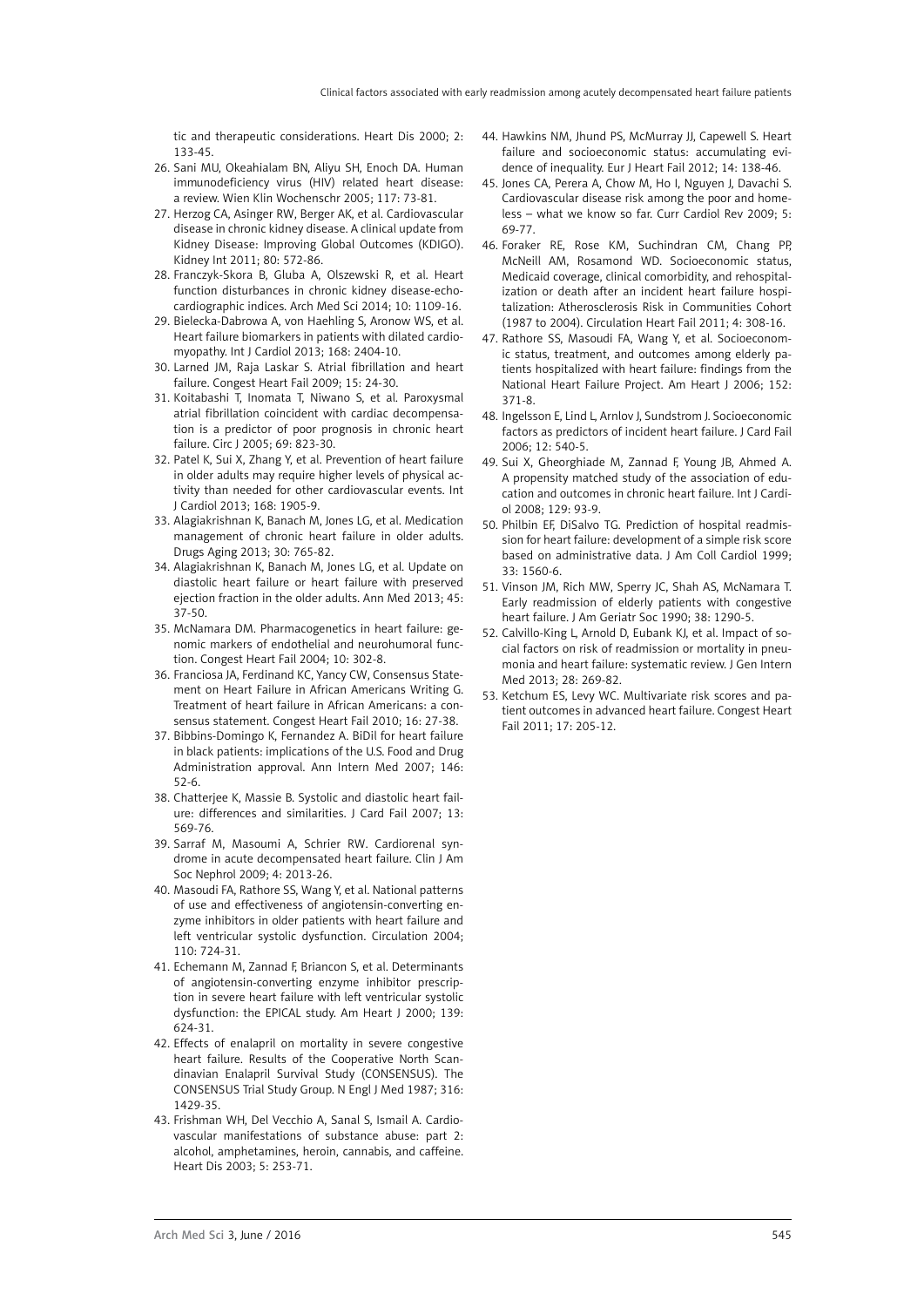tic and therapeutic considerations. Heart Dis 2000; 2: 133-45.

26. Sani MU, Okeahialam BN, Aliyu SH, Enoch DA. Human immunodeficiency virus (HIV) related heart disease: a review. Wien Klin Wochenschr 2005; 117: 73-81.
27. Herzog CA, Asinger RW, Berger AK, et al. Cardiovascular disease in chronic kidney disease. A clinical update from Kidney Disease: Improving Global Outcomes (KDIGO). Kidney Int 2011; 80: 572-86.
28. Franczyk-Skora B, Gluba A, Olszewski R, et al. Heart function disturbances in chronic kidney disease-echocardiographic indices. Arch Med Sci 2014; 10: 1109-16.
29. Bielecka-Dabrowa A, von Haehling S, Aronow WS, et al. Heart failure biomarkers in patients with dilated cardiomyopathy. Int J Cardiol 2013; 168: 2404-10.
30. Larned JM, Raja Laskar S. Atrial fibrillation and heart failure. Congest Heart Fail 2009; 15: 24-30.
31. Koitabashi T, Inomata T, Niwano S, et al. Paroxysmal atrial fibrillation coincident with cardiac decompensation is a predictor of poor prognosis in chronic heart failure. Circ J 2005; 69: 823-30.
32. Patel K, Sui X, Zhang Y, et al. Prevention of heart failure in older adults may require higher levels of physical activity than needed for other cardiovascular events. Int J Cardiol 2013; 168: 1905-9.
33. Alagiakrishnan K, Banach M, Jones LG, et al. Medication management of chronic heart failure in older adults. Drugs Aging 2013; 30: 765-82.
34. Alagiakrishnan K, Banach M, Jones LG, et al. Update on diastolic heart failure or heart failure with preserved ejection fraction in the older adults. Ann Med 2013; 45: 37-50.
35. McNamara DM. Pharmacogenetics in heart failure: genomic markers of endothelial and neurohumoral function. Congest Heart Fail 2004; 10: 302-8.
36. Franciosa JA, Ferdinand KC, Yancy CW, Consensus Statement on Heart Failure in African Americans Writing G. Treatment of heart failure in African Americans: a consensus statement. Congest Heart Fail 2010; 16: 27-38.
37. Bibbins-Domingo K, Fernandez A. BiDil for heart failure in black patients: implications of the U.S. Food and Drug Administration approval. Ann Intern Med 2007; 146: 52-6.
38. Chatterjee K, Massie B. Systolic and diastolic heart failure: differences and similarities. J Card Fail 2007; 13: 569-76.
39. Sarraf M, Masoumi A, Schrier RW. Cardiorenal syndrome in acute decompensated heart failure. Clin J Am Soc Nephrol 2009; 4: 2013-26.
40. Masoudi FA, Rathore SS, Wang Y, et al. National patterns of use and effectiveness of angiotensin-converting enzyme inhibitors in older patients with heart failure and left ventricular systolic dysfunction. Circulation 2004; 110: 724-31.
41. Echemann M, Zannad F, Briancon S, et al. Determinants of angiotensin-converting enzyme inhibitor prescription in severe heart failure with left ventricular systolic dysfunction: the EPICAL study. Am Heart J 2000; 139: 624-31.
42. Effects of enalapril on mortality in severe congestive heart failure. Results of the Cooperative North Scandinavian Enalapril Survival Study (CONSENSUS). The CONSENSUS Trial Study Group. N Engl J Med 1987; 316: 1429-35.
43. Frishman WH, Del Vecchio A, Sanal S, Ismail A. Cardiovascular manifestations of substance abuse: part 2: alcohol, amphetamines, heroin, cannabis, and caffeine. Heart Dis 2003; 5: 253-71.
44. Hawkins NM, Jhund PS, McMurray JJ, Capewell S. Heart failure and socioeconomic status: accumulating evidence of inequality. Eur J Heart Fail 2012; 14: 138-46.
45. Jones CA, Perera A, Chow M, Ho I, Nguyen J, Davachi S. Cardiovascular disease risk among the poor and homeless – what we know so far. Curr Cardiol Rev 2009; 5: 69-77.
46. Foraker RE, Rose KM, Suchindran CM, Chang PP, McNeill AM, Rosamond WD. Socioeconomic status, Medicaid coverage, clinical comorbidity, and rehospitalization or death after an incident heart failure hospitalization: Atherosclerosis Risk in Communities Cohort (1987 to 2004). Circulation Heart Fail 2011; 4: 308-16.
47. Rathore SS, Masoudi FA, Wang Y, et al. Socioeconomic status, treatment, and outcomes among elderly patients hospitalized with heart failure: findings from the National Heart Failure Project. Am Heart J 2006; 152: 371-8.
48. Ingelsson E, Lind L, Arnlov J, Sundstrom J. Socioeconomic factors as predictors of incident heart failure. J Card Fail 2006; 12: 540-5.
49. Sui X, Gheorghiade M, Zannad F, Young JB, Ahmed A. A propensity matched study of the association of education and outcomes in chronic heart failure. Int J Cardiol 2008; 129: 93-9.
50. Philbin EF, DiSalvo TG. Prediction of hospital readmission for heart failure: development of a simple risk score based on administrative data. J Am Coll Cardiol 1999; 33: 1560-6.
51. Vinson JM, Rich MW, Sperry JC, Shah AS, McNamara T. Early readmission of elderly patients with congestive heart failure. J Am Geriatr Soc 1990; 38: 1290-5.
52. Calvillo-King L, Arnold D, Eubank KJ, et al. Impact of social factors on risk of readmission or mortality in pneumonia and heart failure: systematic review. J Gen Intern Med 2013; 28: 269-82.
53. Ketchum ES, Levy WC. Multivariate risk scores and patient outcomes in advanced heart failure. Congest Heart Fail 2011; 17: 205-12.